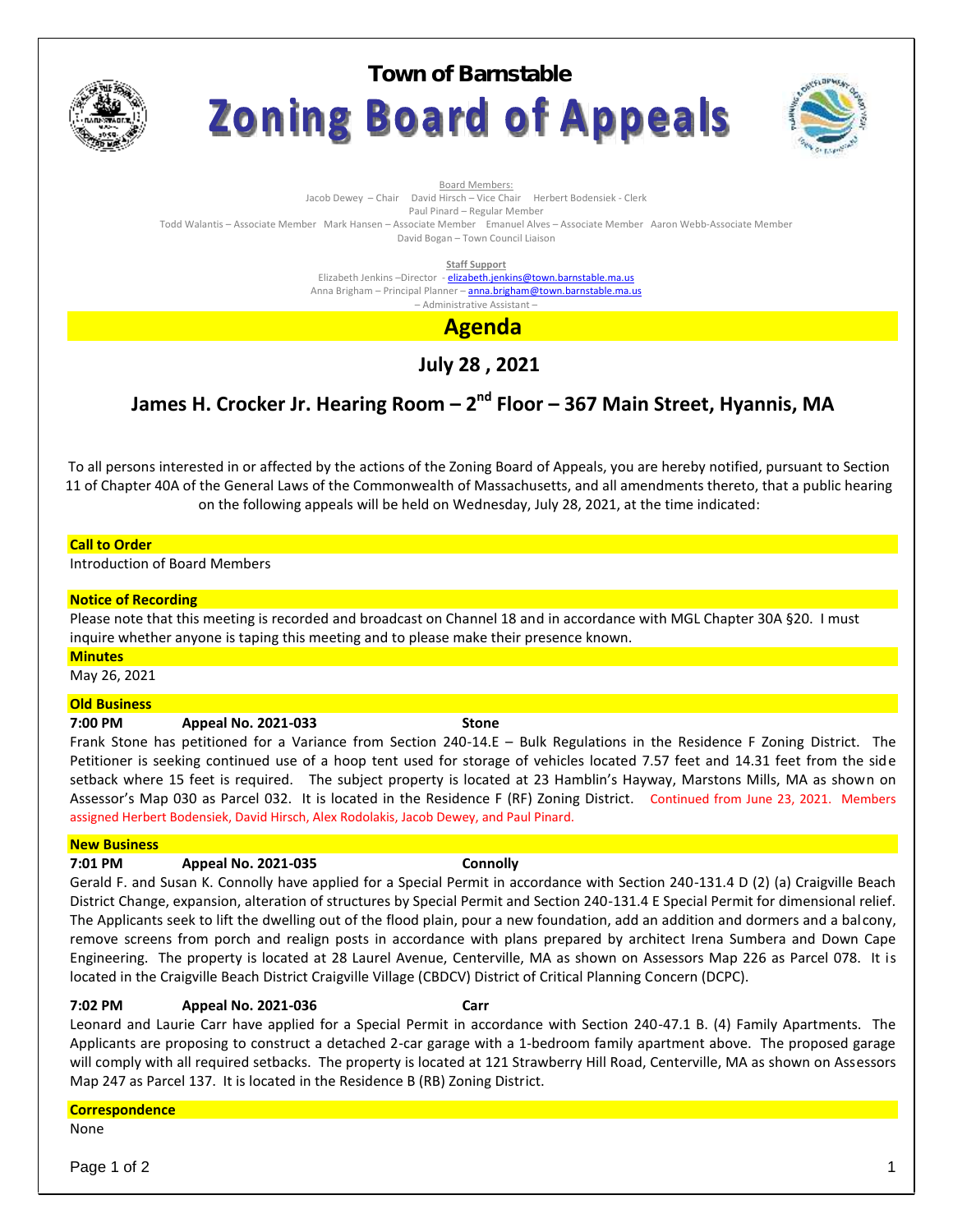# Town of Barnstable

# Zoning Board of Appeals

Board Members:

Jacob Dewey – Chair David Hirsch – Vice Chair Herbert Bodensiek - Clerk

Paul Pinard – Regular Member

Todd Walantis – Associate Member Mark Hansen – Associate Member Emanuel Alves – Associate Member Aaron Webb-Associate Member

David Bogan – Town Council Liaison

**Staff Support**

Elizabeth Jenkins –Director - elizabeth.jenkins@town.barnstable.ma.us

Anna Brigham – Principal Planner – anna.brigham@town.barnstable.ma.us

– Administrative Assistant –

## Agenda

### July 28 , 2021

### James H. Crocker Jr. Hearing Room – 2nd Floor – 367 Main Street, Hyannis, MA

To all persons interested in or affected by the actions of the Zoning Board of Appeals, you are hereby notified, pursuant to Section 11 of Chapter 40A of the General Laws of the Commonwealth of Massachusetts, and all amendments thereto, that a public hearing on the following appeals will be held on Wednesday, July 28, 2021, at the time indicated:

**Call to Order**

Introduction of Board Members

**Notice of Recording**

Please note that this meeting is recorded and broadcast on Channel 18 and in accordance with MGL Chapter 30A §20. I must inquire whether anyone is taping this meeting and to please make their presence known.

**Minutes**

May 26, 2021

**Old Business**

**7:00 PM Appeal No. 2021-033 Stone**

Frank Stone has petitioned for a Variance from Section 240-14.E – Bulk Regulations in the Residence F Zoning District. The Petitioner is seeking continued use of a hoop tent used for storage of vehicles located 7.57 feet and 14.31 feet from the side setback where 15 feet is required. The subject property is located at 23 Hamblin's Hayway, Marstons Mills, MA as shown on Assessor's Map 030 as Parcel 032. It is located in the Residence F (RF) Zoning District. Continued from June 23, 2021. Members assigned Herbert Bodensiek, David Hirsch, Alex Rodolakis, Jacob Dewey, and Paul Pinard.

**New Business**

**7:01 PM Appeal No. 2021-035 Connolly**

Gerald F. and Susan K. Connolly have applied for a Special Permit in accordance with Section 240-131.4 D (2) (a) Craigville Beach District Change, expansion, alteration of structures by Special Permit and Section 240-131.4 E Special Permit for dimensional relief. The Applicants seek to lift the dwelling out of the flood plain, pour a new foundation, add an addition and dormers and a balcony, remove screens from porch and realign posts in accordance with plans prepared by architect Irena Sumbera and Down Cape Engineering. The property is located at 28 Laurel Avenue, Centerville, MA as shown on Assessors Map 226 as Parcel 078. It is located in the Craigville Beach District Craigville Village (CBDCV) District of Critical Planning Concern (DCPC).

**7:02 PM Appeal No. 2021-036 Carr**

Leonard and Laurie Carr have applied for a Special Permit in accordance with Section 240-47.1 B. (4) Family Apartments. The Applicants are proposing to construct a detached 2-car garage with a 1-bedroom family apartment above. The proposed garage will comply with all required setbacks. The property is located at 121 Strawberry Hill Road, Centerville, MA as shown on Assessors Map 247 as Parcel 137. It is located in the Residence B (RB) Zoning District.

**Correspondence**

None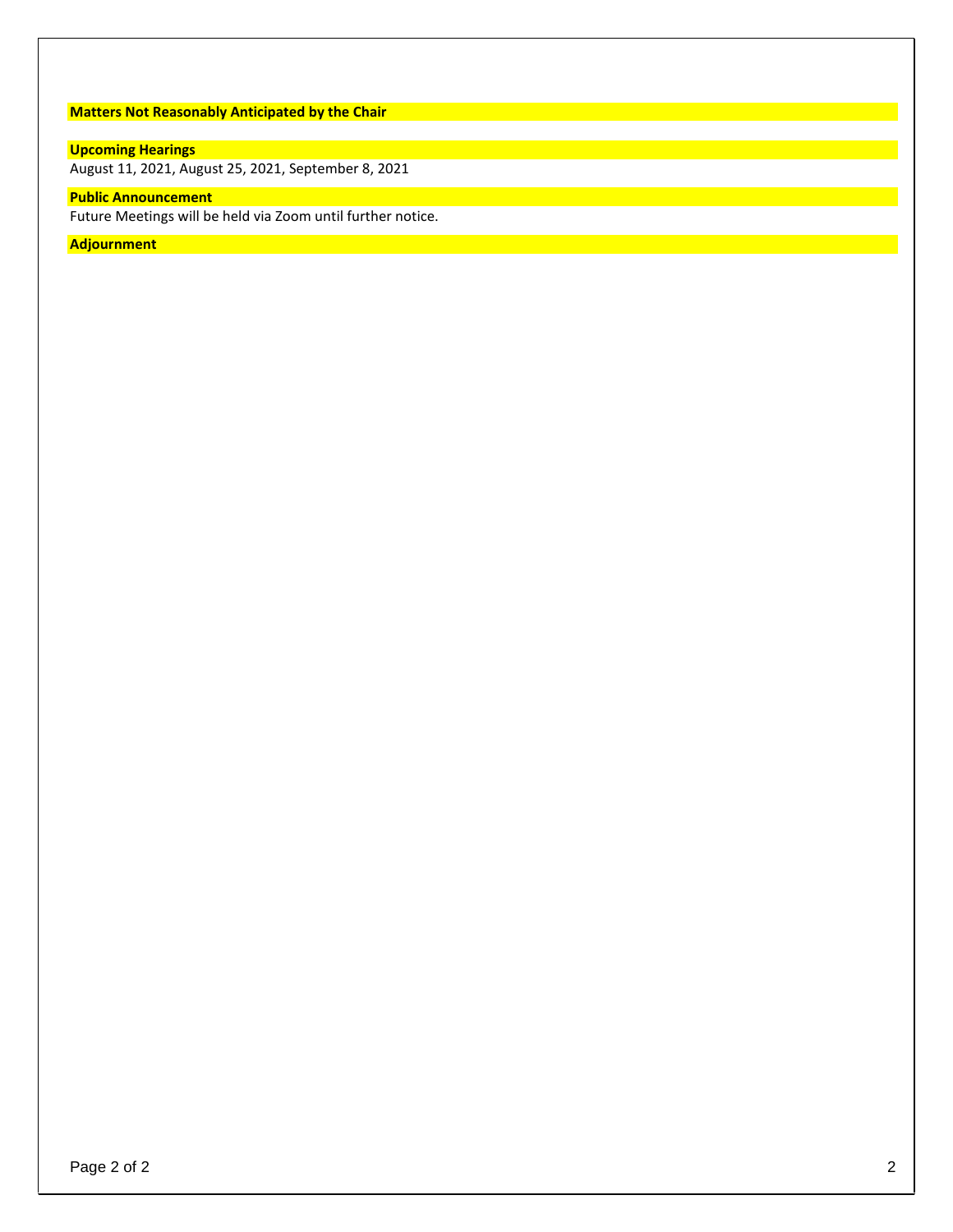**Matters Not Reasonably Anticipated by the Chair**

**Upcoming Hearings**

August 11, 2021, August 25, 2021, September 8, 2021

**Public Announcement**

Future Meetings will be held via Zoom until further notice.

**Adjournment**